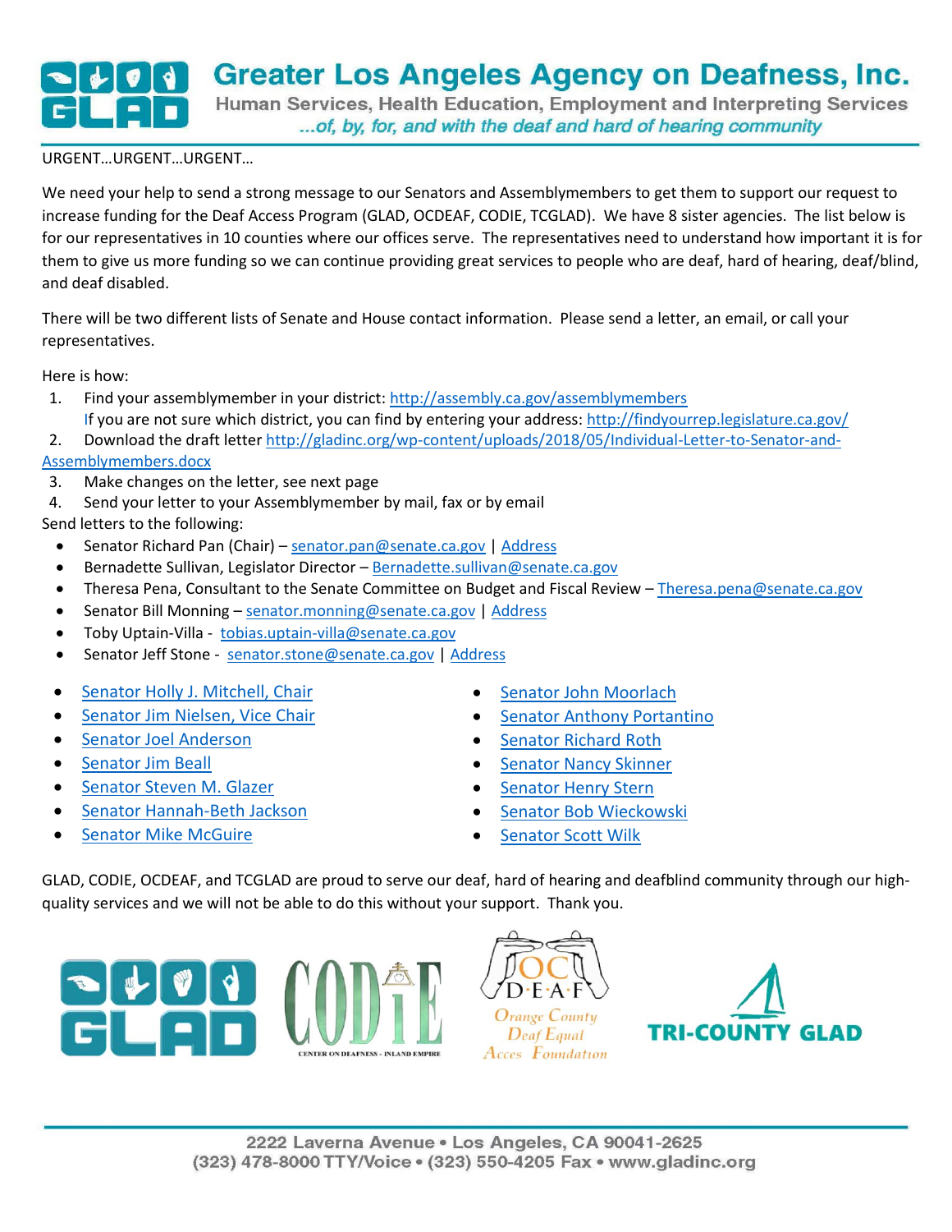# Greater Los Angeles Agency on Deafness, Inc.

Human Services, Health Education, Employment and Interpreting Services

*...of, by, for, and with the deaf and hard of hearing community*

URGENT…URGENT…URGENT…

We need your help to send a strong message to our Senators and Assemblymembers to get them to support our request to increase funding for the Deaf Access Program (GLAD, OCDEAF, CODIE, TCGLAD). We have 8 sister agencies. The list below is for our representatives in 10 counties where our offices serve. The representatives need to understand how important it is for them to give us more funding so we can continue providing great services to people who are deaf, hard of hearing, deaf/blind, and deaf disabled.

There will be two different lists of Senate and House contact information. Please send a letter, an email, or call your representatives.

Here is how:

1. Find your assemblymember in your district: http://assembly.ca.gov/assemblymembers
   If you are not sure which district, you can find by entering your address: http://findyourrep.legislature.ca.gov/
2. Download the draft letter http://gladinc.org/wp-content/uploads/2018/05/Individual-Letter-to-Senator-and-Assemblymembers.docx
3. Make changes on the letter, see next page
4. Send your letter to your Assemblymember by mail, fax or by email

Send letters to the following:

- Senator Richard Pan (Chair) – senator.pan@senate.ca.gov | Address
- Bernadette Sullivan, Legislator Director – Bernadette.sullivan@senate.ca.gov
- Theresa Pena, Consultant to the Senate Committee on Budget and Fiscal Review – Theresa.pena@senate.ca.gov
- Senator Bill Monning – senator.monning@senate.ca.gov | Address
- Toby Uptain-Villa - tobias.uptain-villa@senate.ca.gov
- Senator Jeff Stone - senator.stone@senate.ca.gov | Address

- Senator Holly J. Mitchell, Chair
- Senator Jim Nielsen, Vice Chair
- Senator Joel Anderson
- Senator Jim Beall
- Senator Steven M. Glazer
- Senator Hannah-Beth Jackson
- Senator Mike McGuire
- Senator John Moorlach
- Senator Anthony Portantino
- Senator Richard Roth
- Senator Nancy Skinner
- Senator Henry Stern
- Senator Bob Wieckowski
- Senator Scott Wilk

GLAD, CODIE, OCDEAF, and TCGLAD are proud to serve our deaf, hard of hearing and deafblind community through our high-quality services and we will not be able to do this without your support. Thank you.

GLAD | CODiE Center on Deafness - Inland Empire | OC DEAF Orange County Deaf Equal Access Foundation | TRI-COUNTY GLAD

2222 Laverna Avenue • Los Angeles, CA 90041-2625
(323) 478-8000 TTY/Voice • (323) 550-4205 Fax • www.gladinc.org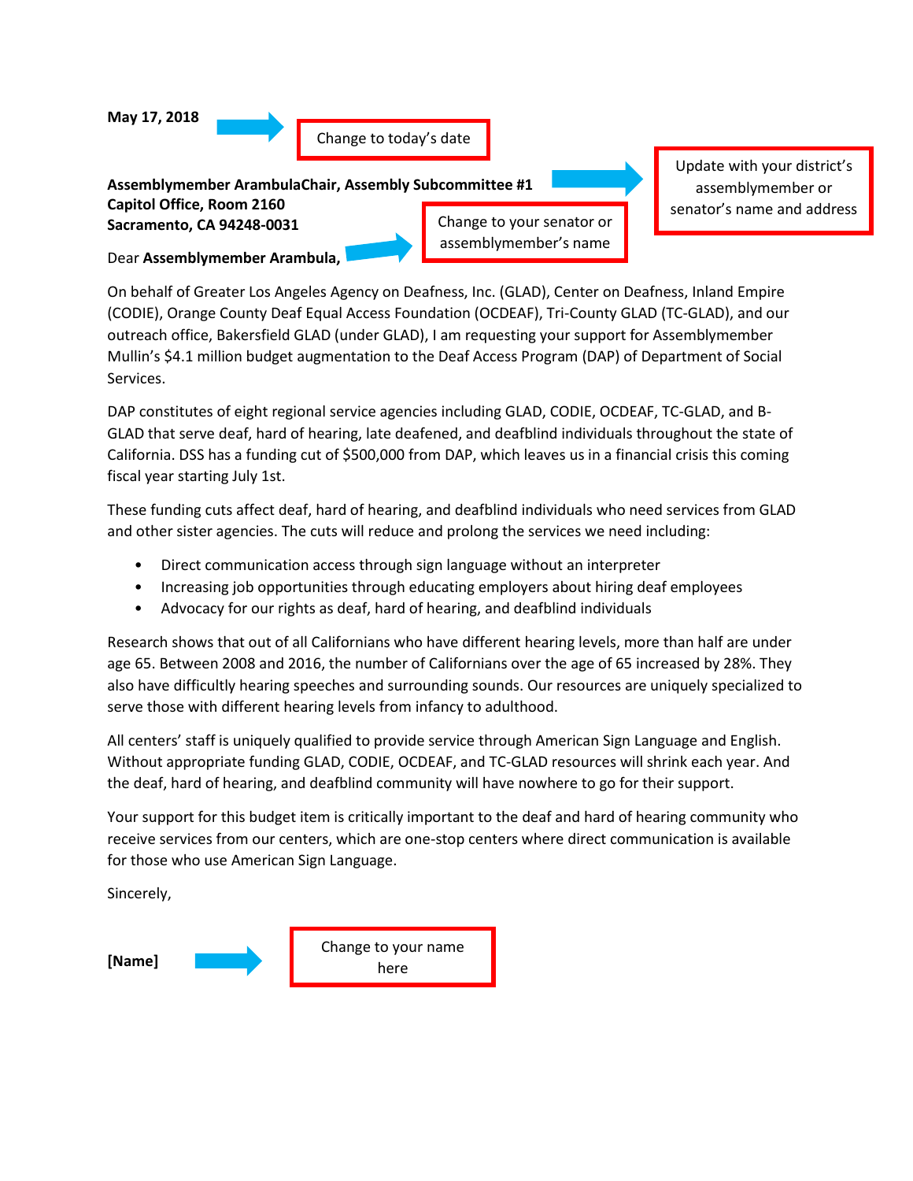**May 17, 2018**

Change to today's date

**Assemblymember ArambulaChair, Assembly Subcommittee #1**
**Capitol Office, Room 2160**
**Sacramento, CA 94248-0031**

Update with your district's assemblymember or senator's name and address

Change to your senator or assemblymember's name

Dear **Assemblymember Arambula,**

On behalf of Greater Los Angeles Agency on Deafness, Inc. (GLAD), Center on Deafness, Inland Empire (CODIE), Orange County Deaf Equal Access Foundation (OCDEAF), Tri-County GLAD (TC-GLAD), and our outreach office, Bakersfield GLAD (under GLAD), I am requesting your support for Assemblymember Mullin's $4.1 million budget augmentation to the Deaf Access Program (DAP) of Department of Social Services.

DAP constitutes of eight regional service agencies including GLAD, CODIE, OCDEAF, TC-GLAD, and B-GLAD that serve deaf, hard of hearing, late deafened, and deafblind individuals throughout the state of California. DSS has a funding cut of $500,000 from DAP, which leaves us in a financial crisis this coming fiscal year starting July 1st.

These funding cuts affect deaf, hard of hearing, and deafblind individuals who need services from GLAD and other sister agencies. The cuts will reduce and prolong the services we need including:

- Direct communication access through sign language without an interpreter
- Increasing job opportunities through educating employers about hiring deaf employees
- Advocacy for our rights as deaf, hard of hearing, and deafblind individuals

Research shows that out of all Californians who have different hearing levels, more than half are under age 65. Between 2008 and 2016, the number of Californians over the age of 65 increased by 28%. They also have difficultly hearing speeches and surrounding sounds. Our resources are uniquely specialized to serve those with different hearing levels from infancy to adulthood.

All centers' staff is uniquely qualified to provide service through American Sign Language and English. Without appropriate funding GLAD, CODIE, OCDEAF, and TC-GLAD resources will shrink each year. And the deaf, hard of hearing, and deafblind community will have nowhere to go for their support.

Your support for this budget item is critically important to the deaf and hard of hearing community who receive services from our centers, which are one-stop centers where direct communication is available for those who use American Sign Language.

Sincerely,

**[Name]**

Change to your name here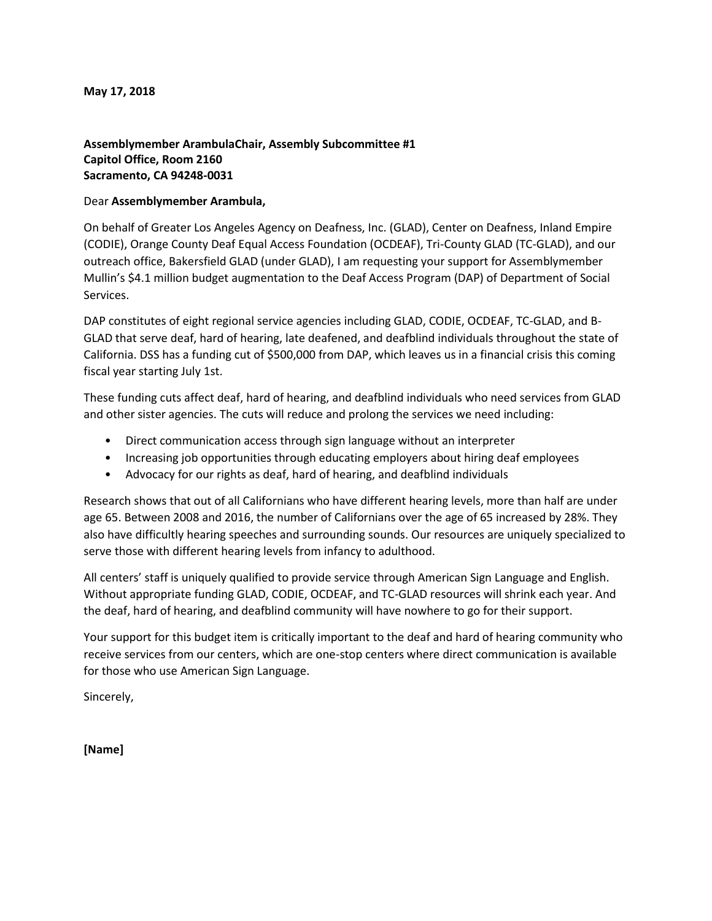**May 17, 2018**

**Assemblymember ArambulaChair, Assembly Subcommittee #1**
**Capitol Office, Room 2160**
**Sacramento, CA 94248-0031**

Dear **Assemblymember Arambula,**

On behalf of Greater Los Angeles Agency on Deafness, Inc. (GLAD), Center on Deafness, Inland Empire (CODIE), Orange County Deaf Equal Access Foundation (OCDEAF), Tri-County GLAD (TC-GLAD), and our outreach office, Bakersfield GLAD (under GLAD), I am requesting your support for Assemblymember Mullin's $4.1 million budget augmentation to the Deaf Access Program (DAP) of Department of Social Services.

DAP constitutes of eight regional service agencies including GLAD, CODIE, OCDEAF, TC-GLAD, and B-GLAD that serve deaf, hard of hearing, late deafened, and deafblind individuals throughout the state of California. DSS has a funding cut of $500,000 from DAP, which leaves us in a financial crisis this coming fiscal year starting July 1st.

These funding cuts affect deaf, hard of hearing, and deafblind individuals who need services from GLAD and other sister agencies. The cuts will reduce and prolong the services we need including:

- Direct communication access through sign language without an interpreter
- Increasing job opportunities through educating employers about hiring deaf employees
- Advocacy for our rights as deaf, hard of hearing, and deafblind individuals

Research shows that out of all Californians who have different hearing levels, more than half are under age 65. Between 2008 and 2016, the number of Californians over the age of 65 increased by 28%. They also have difficultly hearing speeches and surrounding sounds. Our resources are uniquely specialized to serve those with different hearing levels from infancy to adulthood.

All centers' staff is uniquely qualified to provide service through American Sign Language and English. Without appropriate funding GLAD, CODIE, OCDEAF, and TC-GLAD resources will shrink each year. And the deaf, hard of hearing, and deafblind community will have nowhere to go for their support.

Your support for this budget item is critically important to the deaf and hard of hearing community who receive services from our centers, which are one-stop centers where direct communication is available for those who use American Sign Language.

Sincerely,

**[Name]**